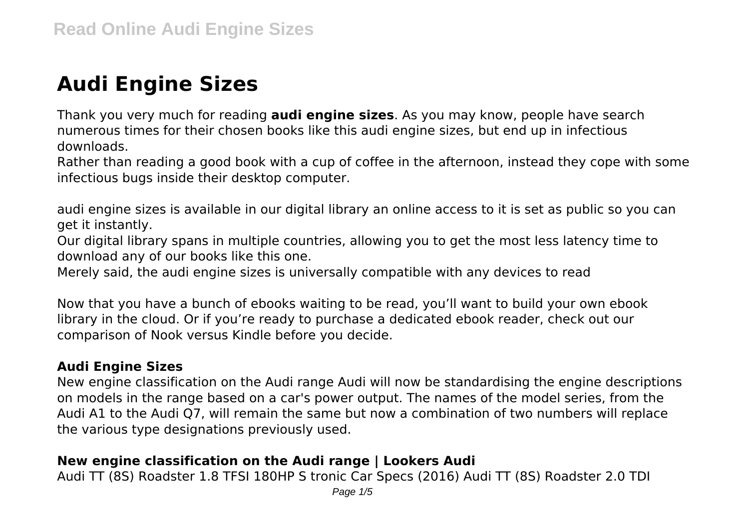# Audi Engine Sizes

Thank you very much for reading **audi engine sizes**. As you may know, people have search numerous times for their chosen books like this audi engine sizes, but end up in infectious downloads.

Rather than reading a good book with a cup of coffee in the afternoon, instead they cope with some infectious bugs inside their desktop computer.

audi engine sizes is available in our digital library an online access to it is set as public so you can get it instantly.

Our digital library spans in multiple countries, allowing you to get the most less latency time to download any of our books like this one.

Merely said, the audi engine sizes is universally compatible with any devices to read

Now that you have a bunch of ebooks waiting to be read, you'll want to build your own ebook library in the cloud. Or if you're ready to purchase a dedicated ebook reader, check out our comparison of Nook versus Kindle before you decide.

### Audi Engine Sizes

New engine classification on the Audi range Audi will now be standardising the engine descriptions on models in the range based on a car's power output. The names of the model series, from the Audi A1 to the Audi Q7, will remain the same but now a combination of two numbers will replace the various type designations previously used.

### New engine classification on the Audi range | Lookers Audi

Audi TT (8S) Roadster 1.8 TFSI 180HP S tronic Car Specs (2016) Audi TT (8S) Roadster 2.0 TDI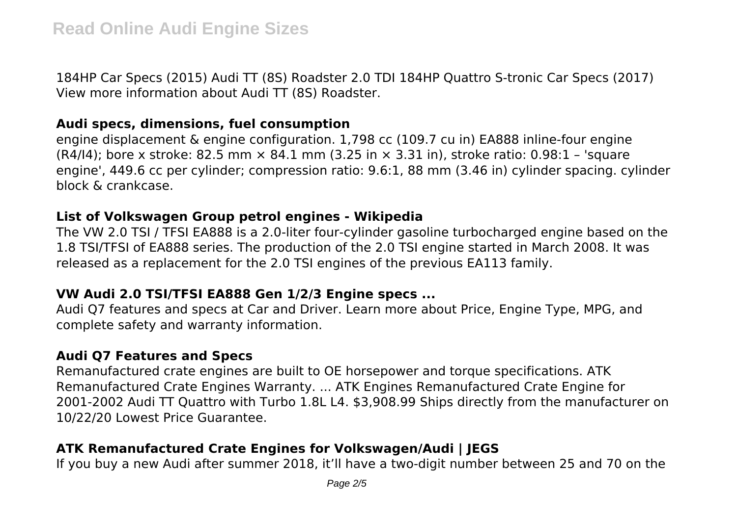184HP Car Specs (2015) Audi TT (8S) Roadster 2.0 TDI 184HP Quattro S-tronic Car Specs (2017) View more information about Audi TT (8S) Roadster.

### Audi specs, dimensions, fuel consumption

engine displacement & engine configuration. 1,798 cc (109.7 cu in) EA888 inline-four engine (R4/I4); bore x stroke: 82.5 mm × 84.1 mm (3.25 in × 3.31 in), stroke ratio: 0.98:1 – 'square engine', 449.6 cc per cylinder; compression ratio: 9.6:1, 88 mm (3.46 in) cylinder spacing. cylinder block & crankcase.

### List of Volkswagen Group petrol engines - Wikipedia

The VW 2.0 TSI / TFSI EA888 is a 2.0-liter four-cylinder gasoline turbocharged engine based on the 1.8 TSI/TFSI of EA888 series. The production of the 2.0 TSI engine started in March 2008. It was released as a replacement for the 2.0 TSI engines of the previous EA113 family.

### VW Audi 2.0 TSI/TFSI EA888 Gen 1/2/3 Engine specs ...

Audi Q7 features and specs at Car and Driver. Learn more about Price, Engine Type, MPG, and complete safety and warranty information.

### Audi Q7 Features and Specs

Remanufactured crate engines are built to OE horsepower and torque specifications. ATK Remanufactured Crate Engines Warranty. ... ATK Engines Remanufactured Crate Engine for 2001-2002 Audi TT Quattro with Turbo 1.8L L4. $3,908.99 Ships directly from the manufacturer on 10/22/20 Lowest Price Guarantee.

### ATK Remanufactured Crate Engines for Volkswagen/Audi | JEGS

If you buy a new Audi after summer 2018, it'll have a two-digit number between 25 and 70 on the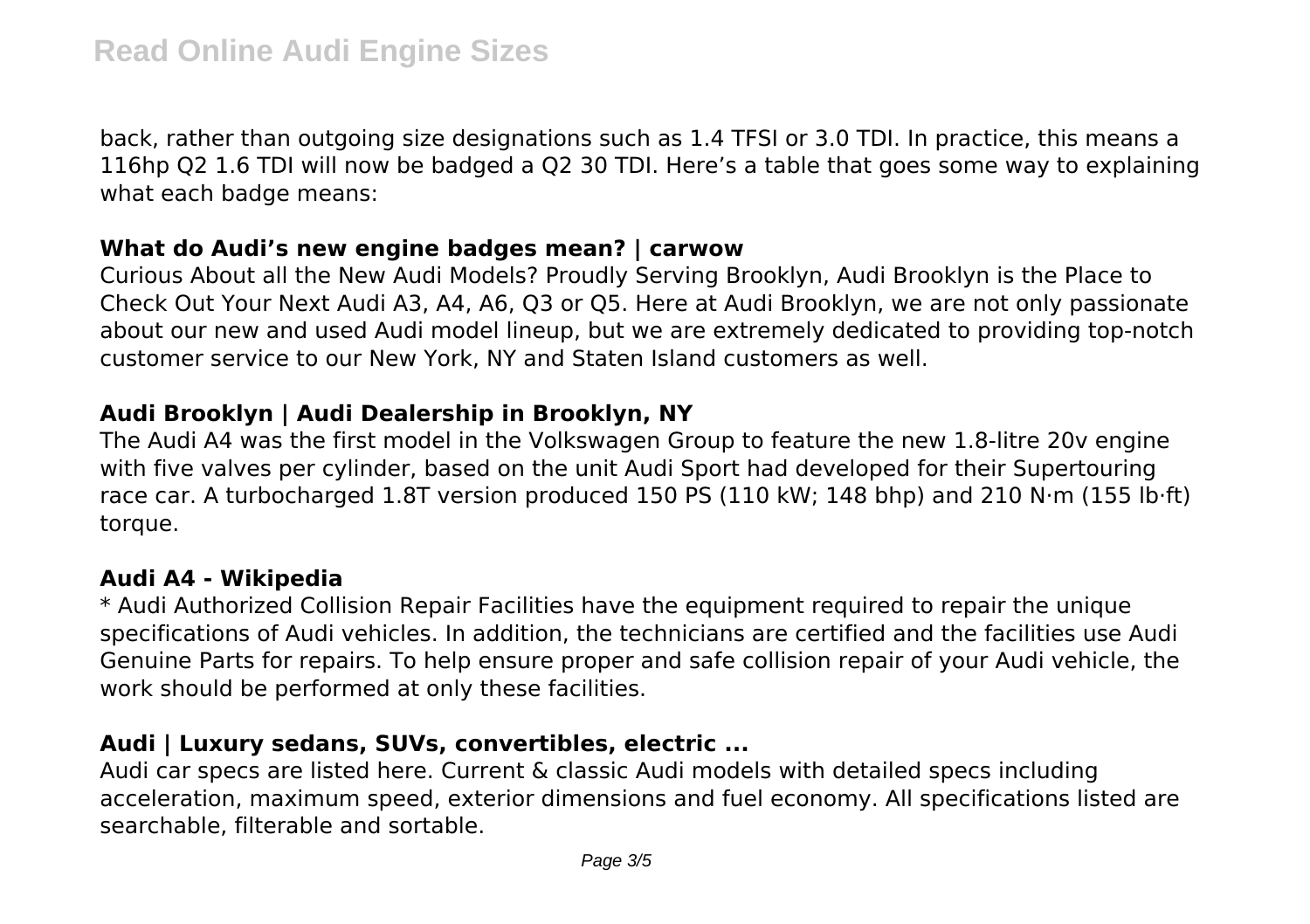back, rather than outgoing size designations such as 1.4 TFSI or 3.0 TDI. In practice, this means a 116hp Q2 1.6 TDI will now be badged a Q2 30 TDI. Here's a table that goes some way to explaining what each badge means:

### What do Audi's new engine badges mean? | carwow

Curious About all the New Audi Models? Proudly Serving Brooklyn, Audi Brooklyn is the Place to Check Out Your Next Audi A3, A4, A6, Q3 or Q5. Here at Audi Brooklyn, we are not only passionate about our new and used Audi model lineup, but we are extremely dedicated to providing top-notch customer service to our New York, NY and Staten Island customers as well.

### Audi Brooklyn | Audi Dealership in Brooklyn, NY

The Audi A4 was the first model in the Volkswagen Group to feature the new 1.8-litre 20v engine with five valves per cylinder, based on the unit Audi Sport had developed for their Supertouring race car. A turbocharged 1.8T version produced 150 PS (110 kW; 148 bhp) and 210 N·m (155 lb·ft) torque.

### Audi A4 - Wikipedia

* Audi Authorized Collision Repair Facilities have the equipment required to repair the unique specifications of Audi vehicles. In addition, the technicians are certified and the facilities use Audi Genuine Parts for repairs. To help ensure proper and safe collision repair of your Audi vehicle, the work should be performed at only these facilities.

### Audi | Luxury sedans, SUVs, convertibles, electric ...

Audi car specs are listed here. Current & classic Audi models with detailed specs including acceleration, maximum speed, exterior dimensions and fuel economy. All specifications listed are searchable, filterable and sortable.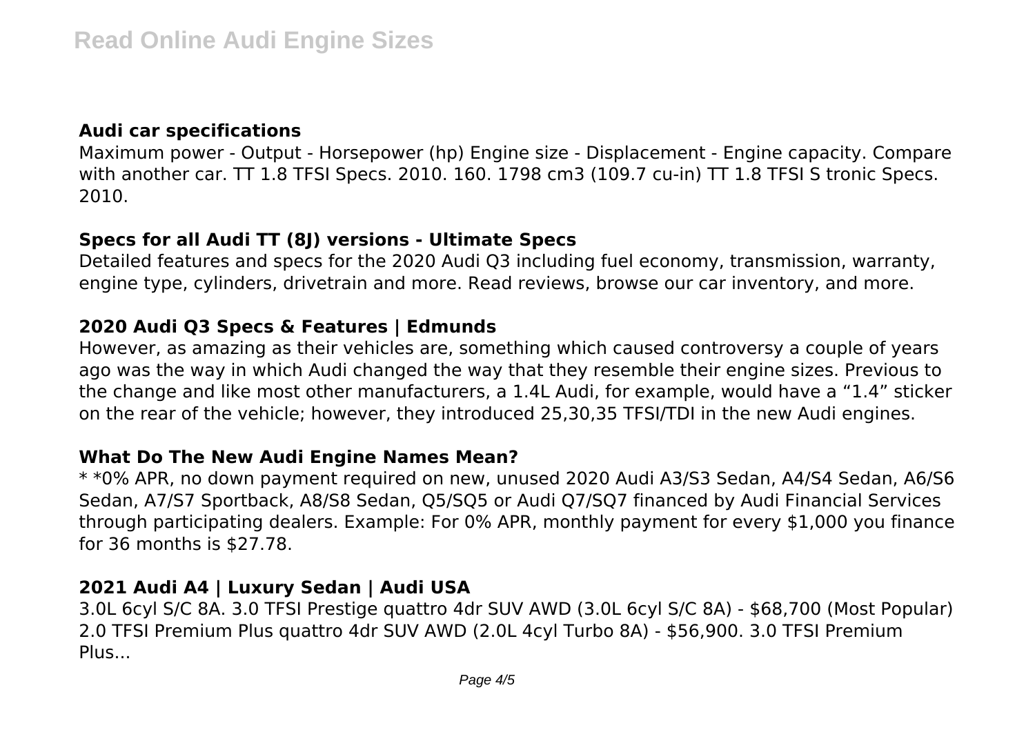### Audi car specifications

Maximum power - Output - Horsepower (hp) Engine size - Displacement - Engine capacity. Compare with another car. TT 1.8 TFSI Specs. 2010. 160. 1798 cm3 (109.7 cu-in) TT 1.8 TFSI S tronic Specs. 2010.

### Specs for all Audi TT (8J) versions - Ultimate Specs

Detailed features and specs for the 2020 Audi Q3 including fuel economy, transmission, warranty, engine type, cylinders, drivetrain and more. Read reviews, browse our car inventory, and more.

### 2020 Audi Q3 Specs & Features | Edmunds

However, as amazing as their vehicles are, something which caused controversy a couple of years ago was the way in which Audi changed the way that they resemble their engine sizes. Previous to the change and like most other manufacturers, a 1.4L Audi, for example, would have a "1.4" sticker on the rear of the vehicle; however, they introduced 25,30,35 TFSI/TDI in the new Audi engines.

### What Do The New Audi Engine Names Mean?

* *0% APR, no down payment required on new, unused 2020 Audi A3/S3 Sedan, A4/S4 Sedan, A6/S6 Sedan, A7/S7 Sportback, A8/S8 Sedan, Q5/SQ5 or Audi Q7/SQ7 financed by Audi Financial Services through participating dealers. Example: For 0% APR, monthly payment for every $1,000 you finance for 36 months is $27.78.

### 2021 Audi A4 | Luxury Sedan | Audi USA

3.0L 6cyl S/C 8A. 3.0 TFSI Prestige quattro 4dr SUV AWD (3.0L 6cyl S/C 8A) - $68,700 (Most Popular) 2.0 TFSI Premium Plus quattro 4dr SUV AWD (2.0L 4cyl Turbo 8A) - $56,900. 3.0 TFSI Premium Plus...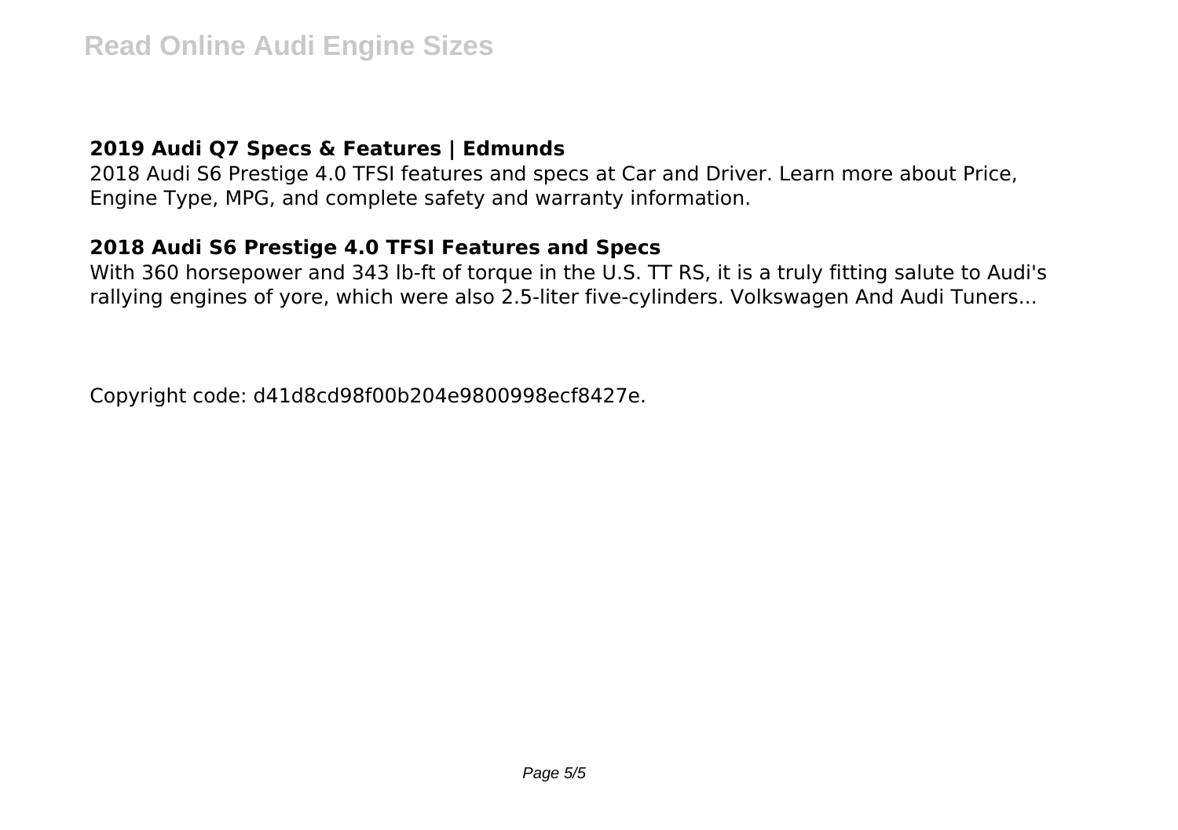## 2019 Audi Q7 Specs & Features | Edmunds

2018 Audi S6 Prestige 4.0 TFSI features and specs at Car and Driver. Learn more about Price, Engine Type, MPG, and complete safety and warranty information.

## 2018 Audi S6 Prestige 4.0 TFSI Features and Specs

With 360 horsepower and 343 lb-ft of torque in the U.S. TT RS, it is a truly fitting salute to Audi's rallying engines of yore, which were also 2.5-liter five-cylinders. Volkswagen And Audi Tuners...

Copyright code: d41d8cd98f00b204e9800998ecf8427e.